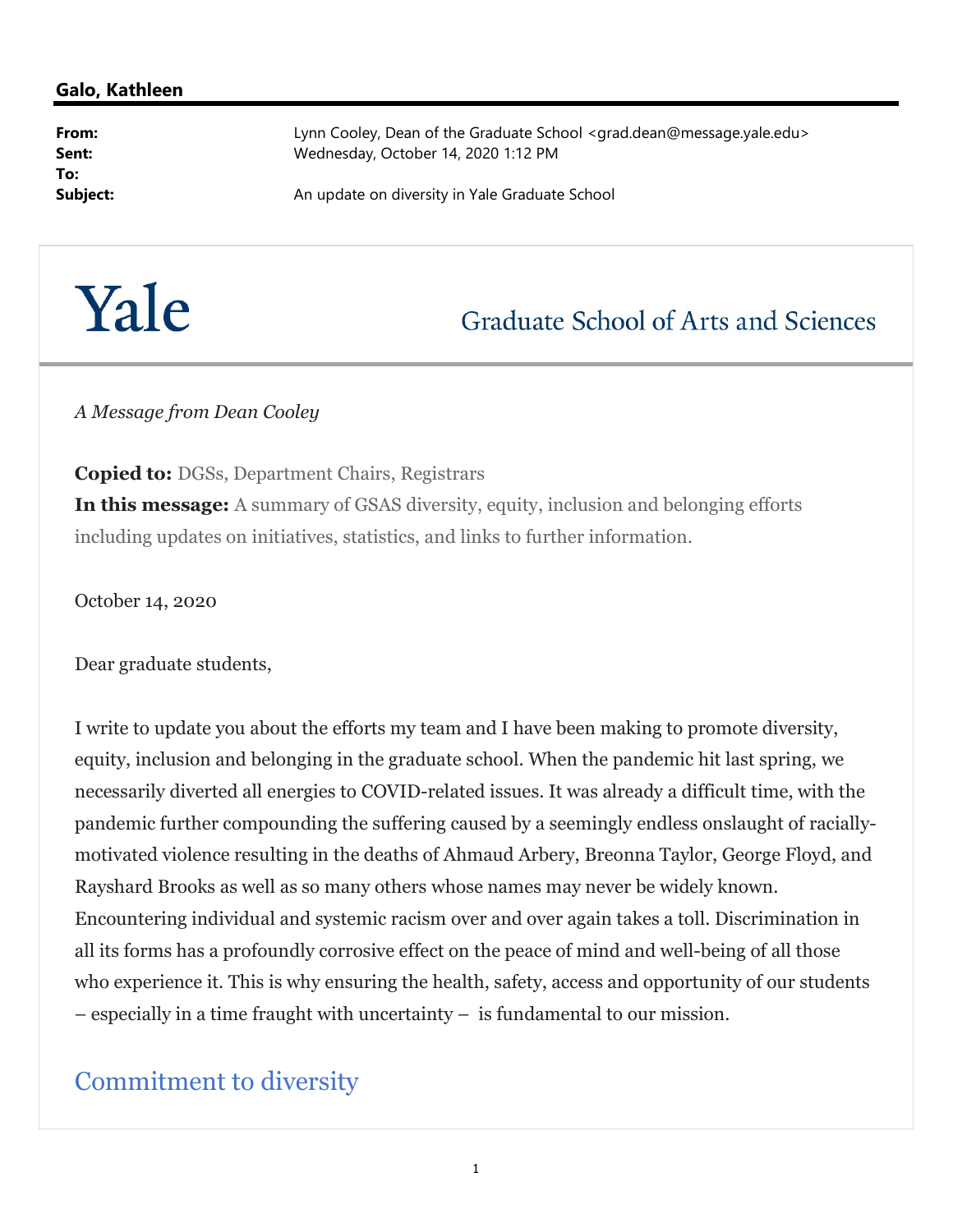**Galo, Kathleen**

| | |
|---|---|
| **From:** | Lynn Cooley, Dean of the Graduate School <grad.dean@message.yale.edu> |
| **Sent:** | Wednesday, October 14, 2020 1:12 PM |
| **To:** | |
| **Subject:** | An update on diversity in Yale Graduate School |

Yale — Graduate School of Arts and Sciences

*A Message from Dean Cooley*

**Copied to:** DGSs, Department Chairs, Registrars
**In this message:** A summary of GSAS diversity, equity, inclusion and belonging efforts including updates on initiatives, statistics, and links to further information.

October 14, 2020

Dear graduate students,

I write to update you about the efforts my team and I have been making to promote diversity, equity, inclusion and belonging in the graduate school. When the pandemic hit last spring, we necessarily diverted all energies to COVID-related issues. It was already a difficult time, with the pandemic further compounding the suffering caused by a seemingly endless onslaught of racially-motivated violence resulting in the deaths of Ahmaud Arbery, Breonna Taylor, George Floyd, and Rayshard Brooks as well as so many others whose names may never be widely known. Encountering individual and systemic racism over and over again takes a toll. Discrimination in all its forms has a profoundly corrosive effect on the peace of mind and well-being of all those who experience it. This is why ensuring the health, safety, access and opportunity of our students – especially in a time fraught with uncertainty – is fundamental to our mission.

## Commitment to diversity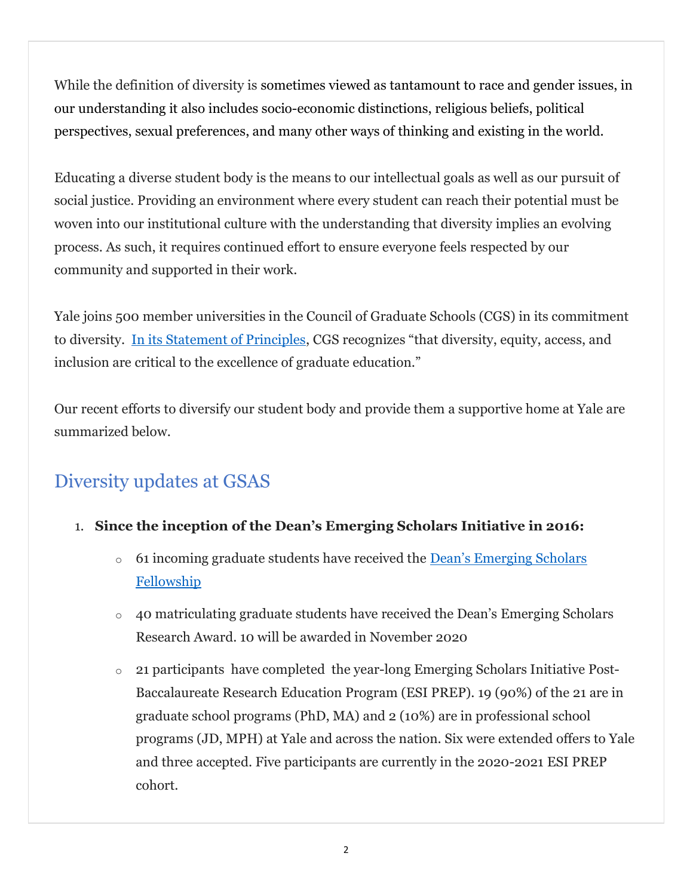While the definition of diversity is sometimes viewed as tantamount to race and gender issues, in our understanding it also includes socio-economic distinctions, religious beliefs, political perspectives, sexual preferences, and many other ways of thinking and existing in the world.

Educating a diverse student body is the means to our intellectual goals as well as our pursuit of social justice. Providing an environment where every student can reach their potential must be woven into our institutional culture with the understanding that diversity implies an evolving process. As such, it requires continued effort to ensure everyone feels respected by our community and supported in their work.

Yale joins 500 member universities in the Council of Graduate Schools (CGS) in its commitment to diversity. [In its Statement of Principles](), CGS recognizes "that diversity, equity, access, and inclusion are critical to the excellence of graduate education."

Our recent efforts to diversify our student body and provide them a supportive home at Yale are summarized below.

## Diversity updates at GSAS

1. **Since the inception of the Dean's Emerging Scholars Initiative in 2016:**
   - 61 incoming graduate students have received the [Dean's Emerging Scholars Fellowship]()
   - 40 matriculating graduate students have received the Dean's Emerging Scholars Research Award. 10 will be awarded in November 2020
   - 21 participants have completed the year-long Emerging Scholars Initiative Post-Baccalaureate Research Education Program (ESI PREP). 19 (90%) of the 21 are in graduate school programs (PhD, MA) and 2 (10%) are in professional school programs (JD, MPH) at Yale and across the nation. Six were extended offers to Yale and three accepted. Five participants are currently in the 2020-2021 ESI PREP cohort.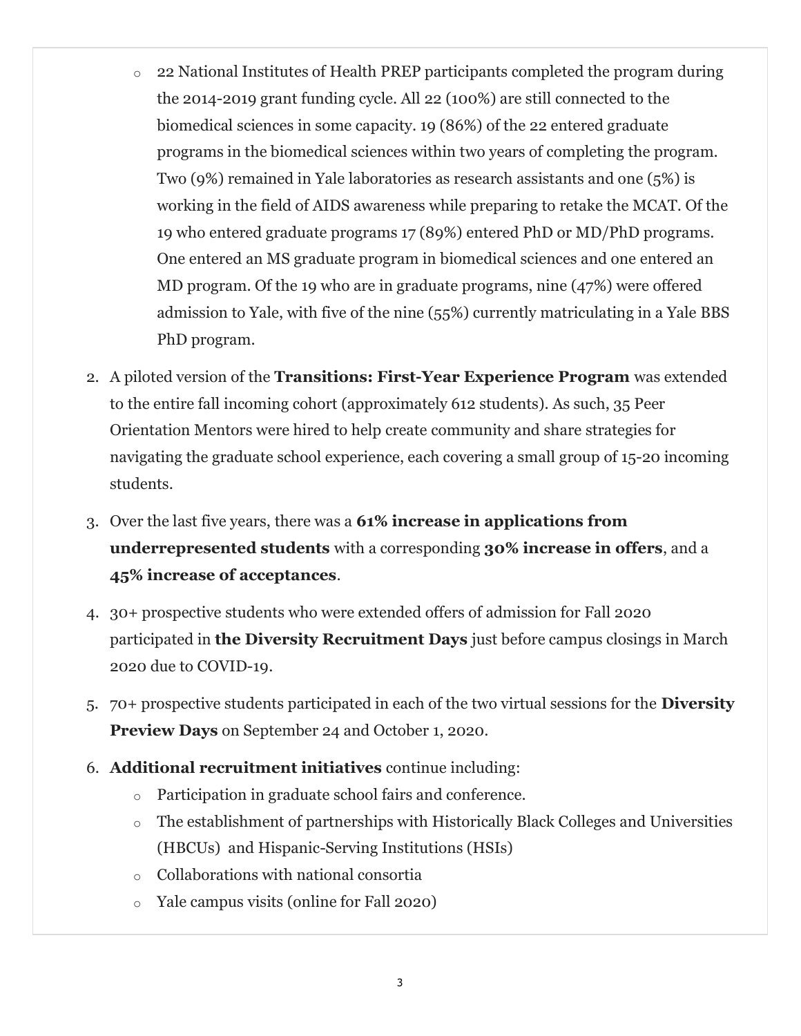- 22 National Institutes of Health PREP participants completed the program during the 2014-2019 grant funding cycle. All 22 (100%) are still connected to the biomedical sciences in some capacity. 19 (86%) of the 22 entered graduate programs in the biomedical sciences within two years of completing the program. Two (9%) remained in Yale laboratories as research assistants and one (5%) is working in the field of AIDS awareness while preparing to retake the MCAT. Of the 19 who entered graduate programs 17 (89%) entered PhD or MD/PhD programs. One entered an MS graduate program in biomedical sciences and one entered an MD program. Of the 19 who are in graduate programs, nine (47%) were offered admission to Yale, with five of the nine (55%) currently matriculating in a Yale BBS PhD program.

2. A piloted version of the **Transitions: First-Year Experience Program** was extended to the entire fall incoming cohort (approximately 612 students). As such, 35 Peer Orientation Mentors were hired to help create community and share strategies for navigating the graduate school experience, each covering a small group of 15-20 incoming students.
3. Over the last five years, there was a **61% increase in applications from underrepresented students** with a corresponding **30% increase in offers**, and a **45% increase of acceptances**.
4. 30+ prospective students who were extended offers of admission for Fall 2020 participated in **the Diversity Recruitment Days** just before campus closings in March 2020 due to COVID-19.
5. 70+ prospective students participated in each of the two virtual sessions for the **Diversity Preview Days** on September 24 and October 1, 2020.
6. **Additional recruitment initiatives** continue including:
   - Participation in graduate school fairs and conference.
   - The establishment of partnerships with Historically Black Colleges and Universities (HBCUs) and Hispanic-Serving Institutions (HSIs)
   - Collaborations with national consortia
   - Yale campus visits (online for Fall 2020)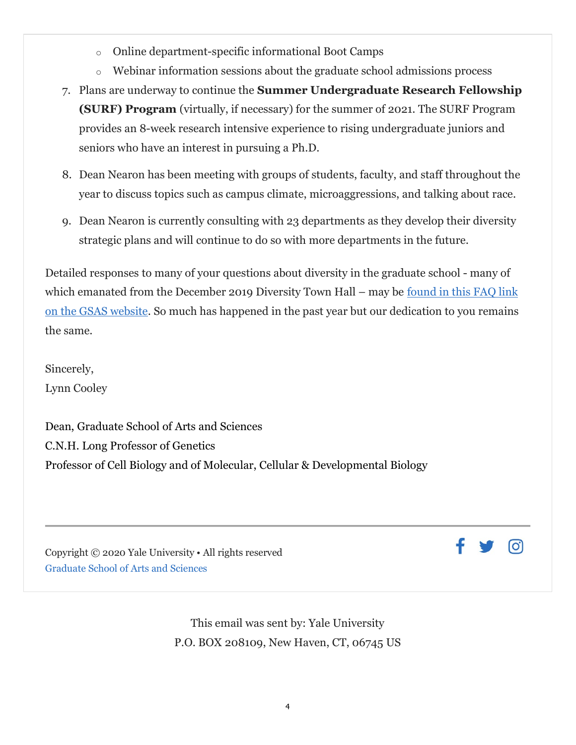- Online department-specific informational Boot Camps
    - Webinar information sessions about the graduate school admissions process
7. Plans are underway to continue the **Summer Undergraduate Research Fellowship (SURF) Program** (virtually, if necessary) for the summer of 2021. The SURF Program provides an 8-week research intensive experience to rising undergraduate juniors and seniors who have an interest in pursuing a Ph.D.
8. Dean Nearon has been meeting with groups of students, faculty, and staff throughout the year to discuss topics such as campus climate, microaggressions, and talking about race.
9. Dean Nearon is currently consulting with 23 departments as they develop their diversity strategic plans and will continue to do so with more departments in the future.

Detailed responses to many of your questions about diversity in the graduate school - many of which emanated from the December 2019 Diversity Town Hall – may be [found in this FAQ link on the GSAS website](). So much has happened in the past year but our dedication to you remains the same.

Sincerely,
Lynn Cooley

Dean, Graduate School of Arts and Sciences
C.N.H. Long Professor of Genetics
Professor of Cell Biology and of Molecular, Cellular & Developmental Biology

---

Copyright © 2020 Yale University • All rights reserved
Graduate School of Arts and Sciences

This email was sent by: Yale University
P.O. BOX 208109, New Haven, CT, 06745 US